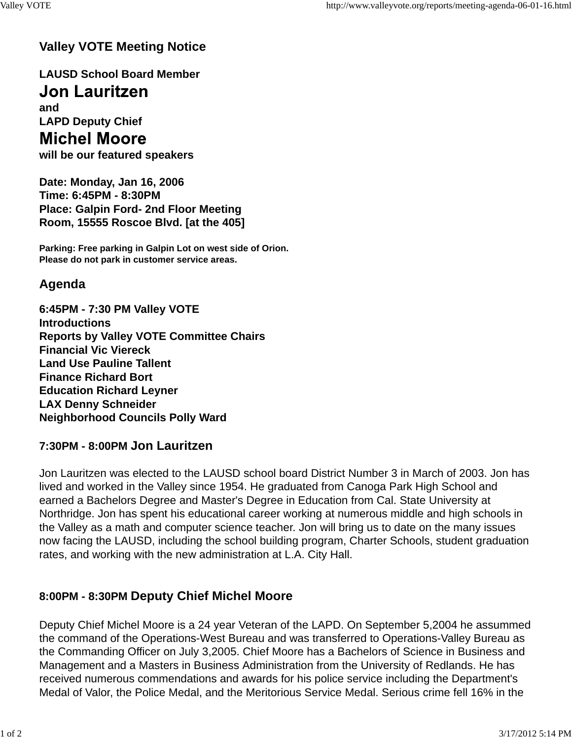## Valley VOTE Meeting Notice

**LAUSD School Board Member**

## Jon Lauritzen

**and**

**LAPD Deputy Chief**

## Michel Moore

**will be our featured speakers**

**Date: Monday, Jan 16, 2006**
**Time: 6:45PM - 8:30PM**
**Place: Galpin Ford- 2nd Floor Meeting Room, 15555 Roscoe Blvd. [at the 405]**

**Parking: Free parking in Galpin Lot on west side of Orion.**
**Please do not park in customer service areas.**

## Agenda

**6:45PM - 7:30 PM Valley VOTE**
**Introductions**
**Reports by Valley VOTE Committee Chairs**
**Financial Vic Viereck**
**Land Use Pauline Tallent**
**Finance Richard Bort**
**Education Richard Leyner**
**LAX Denny Schneider**
**Neighborhood Councils Polly Ward**

### 7:30PM - 8:00PM Jon Lauritzen

Jon Lauritzen was elected to the LAUSD school board District Number 3 in March of 2003. Jon has lived and worked in the Valley since 1954. He graduated from Canoga Park High School and earned a Bachelors Degree and Master's Degree in Education from Cal. State University at Northridge. Jon has spent his educational career working at numerous middle and high schools in the Valley as a math and computer science teacher. Jon will bring us to date on the many issues now facing the LAUSD, including the school building program, Charter Schools, student graduation rates, and working with the new administration at L.A. City Hall.

### 8:00PM - 8:30PM Deputy Chief Michel Moore

Deputy Chief Michel Moore is a 24 year Veteran of the LAPD. On September 5,2004 he assummed the command of the Operations-West Bureau and was transferred to Operations-Valley Bureau as the Commanding Officer on July 3,2005. Chief Moore has a Bachelors of Science in Business and Management and a Masters in Business Administration from the University of Redlands. He has received numerous commendations and awards for his police service including the Department's Medal of Valor, the Police Medal, and the Meritorious Service Medal. Serious crime fell 16% in the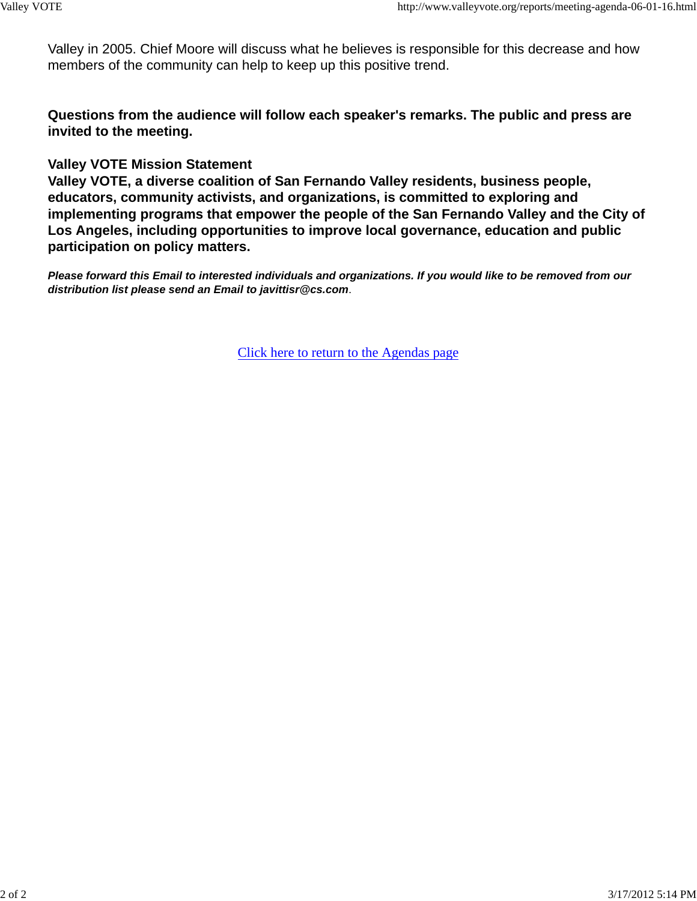Valley in 2005. Chief Moore will discuss what he believes is responsible for this decrease and how members of the community can help to keep up this positive trend.

**Questions from the audience will follow each speaker's remarks. The public and press are invited to the meeting.**

**Valley VOTE Mission Statement**
**Valley VOTE, a diverse coalition of San Fernando Valley residents, business people, educators, community activists, and organizations, is committed to exploring and implementing programs that empower the people of the San Fernando Valley and the City of Los Angeles, including opportunities to improve local governance, education and public participation on policy matters.**

***Please forward this Email to interested individuals and organizations. If you would like to be removed from our distribution list please send an Email to javittisr@cs.com***.

Click here to return to the Agendas page